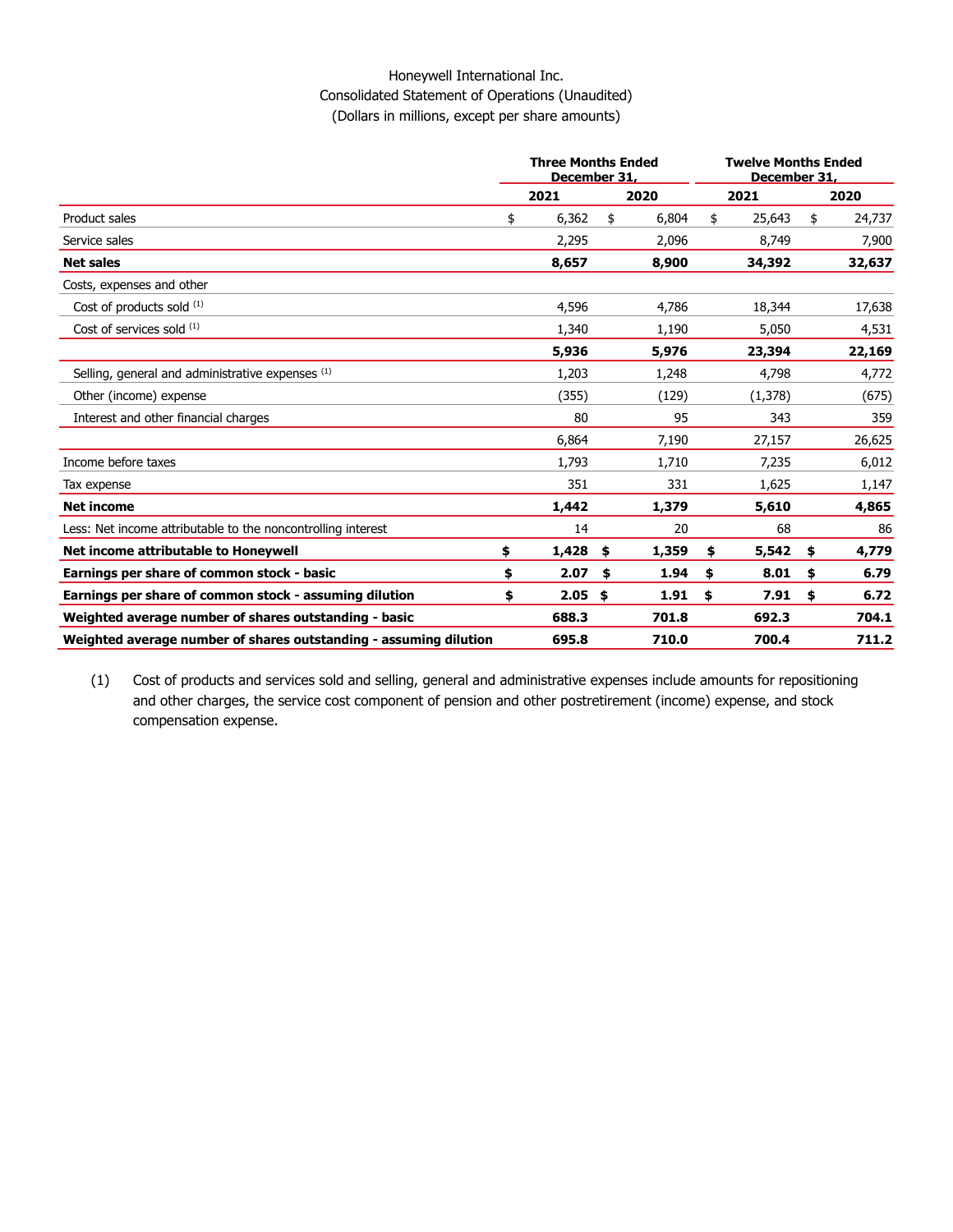Honeywell International Inc.
Consolidated Statement of Operations (Unaudited)
(Dollars in millions, except per share amounts)

| | Three Months Ended December 31, | | Twelve Months Ended December 31, | |
|---|---|---|---|---|
| | 2021 | 2020 | 2021 | 2020 |
| Product sales | $ 6,362 | $ 6,804 | $ 25,643 | $ 24,737 |
| Service sales | 2,295 | 2,096 | 8,749 | 7,900 |
| **Net sales** | **8,657** | **8,900** | **34,392** | **32,637** |
| Costs, expenses and other | | | | |
| Cost of products sold [(1)] | 4,596 | 4,786 | 18,344 | 17,638 |
| Cost of services sold [(1)] | 1,340 | 1,190 | 5,050 | 4,531 |
| | **5,936** | **5,976** | **23,394** | **22,169** |
| Selling, general and administrative expenses [(1)] | 1,203 | 1,248 | 4,798 | 4,772 |
| Other (income) expense | (355) | (129) | (1,378) | (675) |
| Interest and other financial charges | 80 | 95 | 343 | 359 |
| | 6,864 | 7,190 | 27,157 | 26,625 |
| Income before taxes | 1,793 | 1,710 | 7,235 | 6,012 |
| Tax expense | 351 | 331 | 1,625 | 1,147 |
| **Net income** | **1,442** | **1,379** | **5,610** | **4,865** |
| Less: Net income attributable to the noncontrolling interest | 14 | 20 | 68 | 86 |
| **Net income attributable to Honeywell** | **$ 1,428** | **$ 1,359** | **$ 5,542** | **$ 4,779** |
| **Earnings per share of common stock - basic** | **$ 2.07** | **$ 1.94** | **$ 8.01** | **$ 6.79** |
| **Earnings per share of common stock - assuming dilution** | **$ 2.05** | **$ 1.91** | **$ 7.91** | **$ 6.72** |
| **Weighted average number of shares outstanding - basic** | **688.3** | **701.8** | **692.3** | **704.1** |
| **Weighted average number of shares outstanding - assuming dilution** | **695.8** | **710.0** | **700.4** | **711.2** |

(1) Cost of products and services sold and selling, general and administrative expenses include amounts for repositioning and other charges, the service cost component of pension and other postretirement (income) expense, and stock compensation expense.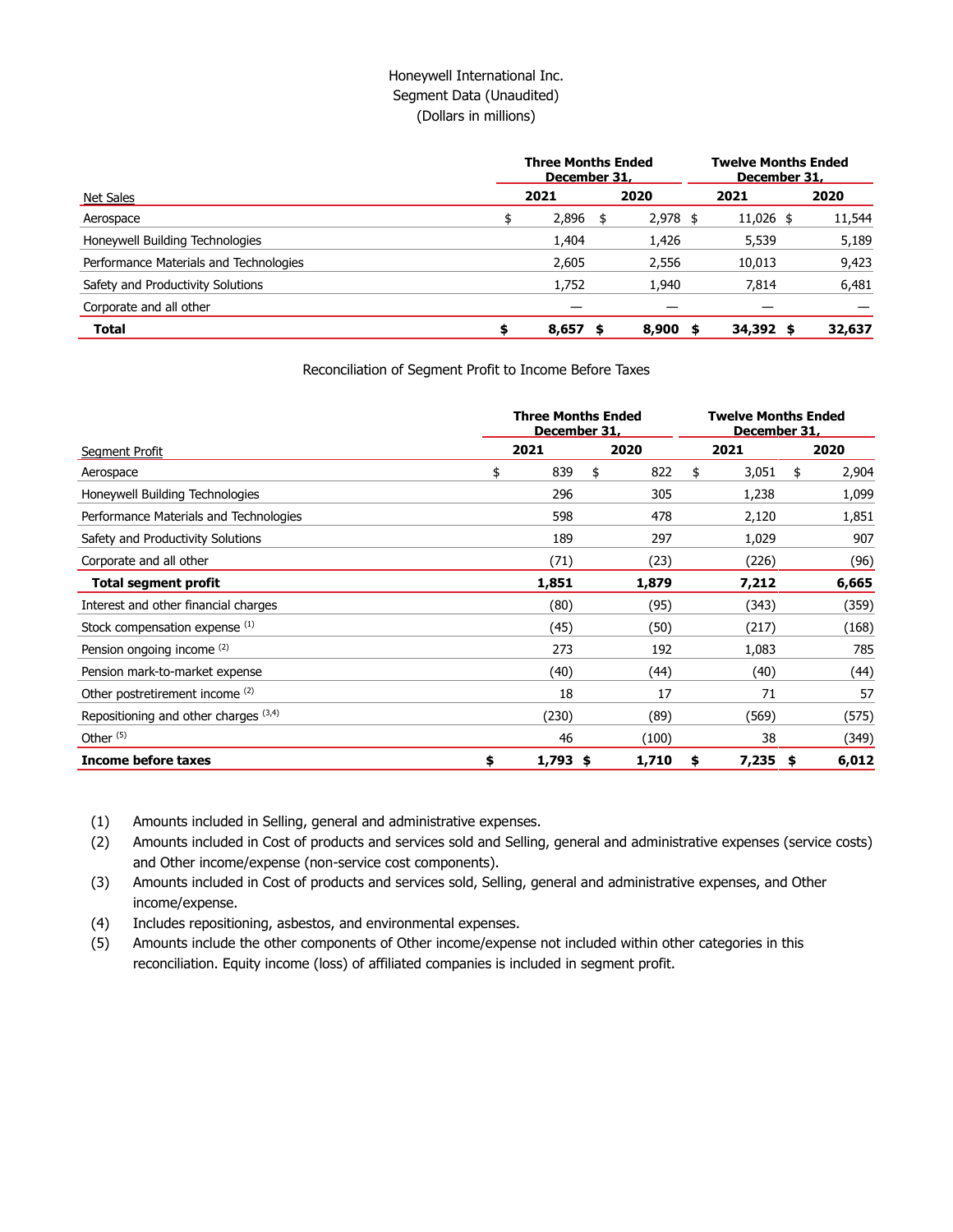# Honeywell International Inc.
## Segment Data (Unaudited)
### (Dollars in millions)

| Net Sales | Three Months Ended December 31, 2021 | Three Months Ended December 31, 2020 | Twelve Months Ended December 31, 2021 | Twelve Months Ended December 31, 2020 |
|---|---|---|---|---|
| Aerospace | $ 2,896 | $ 2,978 | $ 11,026 | $ 11,544 |
| Honeywell Building Technologies | 1,404 | 1,426 | 5,539 | 5,189 |
| Performance Materials and Technologies | 2,605 | 2,556 | 10,013 | 9,423 |
| Safety and Productivity Solutions | 1,752 | 1,940 | 7,814 | 6,481 |
| Corporate and all other | — | — | — | — |
| **Total** | **$ 8,657** | **$ 8,900** | **$ 34,392** | **$ 32,637** |

## Reconciliation of Segment Profit to Income Before Taxes

| Segment Profit | Three Months Ended December 31, 2021 | Three Months Ended December 31, 2020 | Twelve Months Ended December 31, 2021 | Twelve Months Ended December 31, 2020 |
|---|---|---|---|---|
| Aerospace | $ 839 | $ 822 | $ 3,051 | $ 2,904 |
| Honeywell Building Technologies | 296 | 305 | 1,238 | 1,099 |
| Performance Materials and Technologies | 598 | 478 | 2,120 | 1,851 |
| Safety and Productivity Solutions | 189 | 297 | 1,029 | 907 |
| Corporate and all other | (71) | (23) | (226) | (96) |
| **Total segment profit** | **1,851** | **1,879** | **7,212** | **6,665** |
| Interest and other financial charges | (80) | (95) | (343) | (359) |
| Stock compensation expense [1] | (45) | (50) | (217) | (168) |
| Pension ongoing income [2] | 273 | 192 | 1,083 | 785 |
| Pension mark-to-market expense | (40) | (44) | (40) | (44) |
| Other postretirement income [2] | 18 | 17 | 71 | 57 |
| Repositioning and other charges [3,4] | (230) | (89) | (569) | (575) |
| Other [5] | 46 | (100) | 38 | (349) |
| **Income before taxes** | **$ 1,793** | **$ 1,710** | **$ 7,235** | **$ 6,012** |

(1) Amounts included in Selling, general and administrative expenses.

(2) Amounts included in Cost of products and services sold and Selling, general and administrative expenses (service costs) and Other income/expense (non-service cost components).

(3) Amounts included in Cost of products and services sold, Selling, general and administrative expenses, and Other income/expense.

(4) Includes repositioning, asbestos, and environmental expenses.

(5) Amounts include the other components of Other income/expense not included within other categories in this reconciliation. Equity income (loss) of affiliated companies is included in segment profit.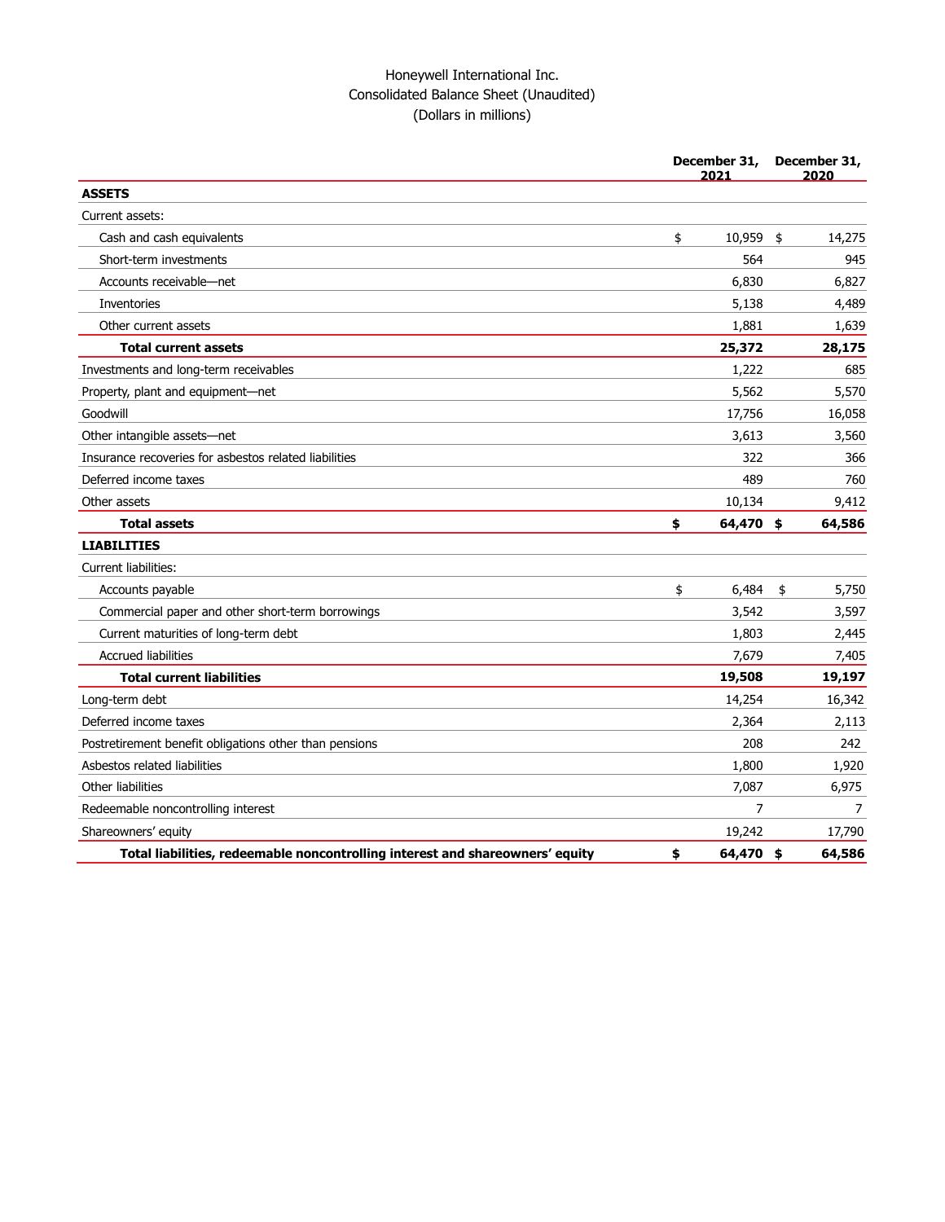# Honeywell International Inc.

## Consolidated Balance Sheet (Unaudited)

(Dollars in millions)

| | December 31, 2021 | December 31, 2020 |
|---|---|---|
| **ASSETS** | | |
| Current assets: | | |
| Cash and cash equivalents | $ 10,959 | $ 14,275 |
| Short-term investments | 564 | 945 |
| Accounts receivable—net | 6,830 | 6,827 |
| Inventories | 5,138 | 4,489 |
| Other current assets | 1,881 | 1,639 |
| **Total current assets** | **25,372** | **28,175** |
| Investments and long-term receivables | 1,222 | 685 |
| Property, plant and equipment—net | 5,562 | 5,570 |
| Goodwill | 17,756 | 16,058 |
| Other intangible assets—net | 3,613 | 3,560 |
| Insurance recoveries for asbestos related liabilities | 322 | 366 |
| Deferred income taxes | 489 | 760 |
| Other assets | 10,134 | 9,412 |
| **Total assets** | **$ 64,470** | **$ 64,586** |
| **LIABILITIES** | | |
| Current liabilities: | | |
| Accounts payable | $ 6,484 | $ 5,750 |
| Commercial paper and other short-term borrowings | 3,542 | 3,597 |
| Current maturities of long-term debt | 1,803 | 2,445 |
| Accrued liabilities | 7,679 | 7,405 |
| **Total current liabilities** | **19,508** | **19,197** |
| Long-term debt | 14,254 | 16,342 |
| Deferred income taxes | 2,364 | 2,113 |
| Postretirement benefit obligations other than pensions | 208 | 242 |
| Asbestos related liabilities | 1,800 | 1,920 |
| Other liabilities | 7,087 | 6,975 |
| Redeemable noncontrolling interest | 7 | 7 |
| Shareowners' equity | 19,242 | 17,790 |
| **Total liabilities, redeemable noncontrolling interest and shareowners' equity** | **$ 64,470** | **$ 64,586** |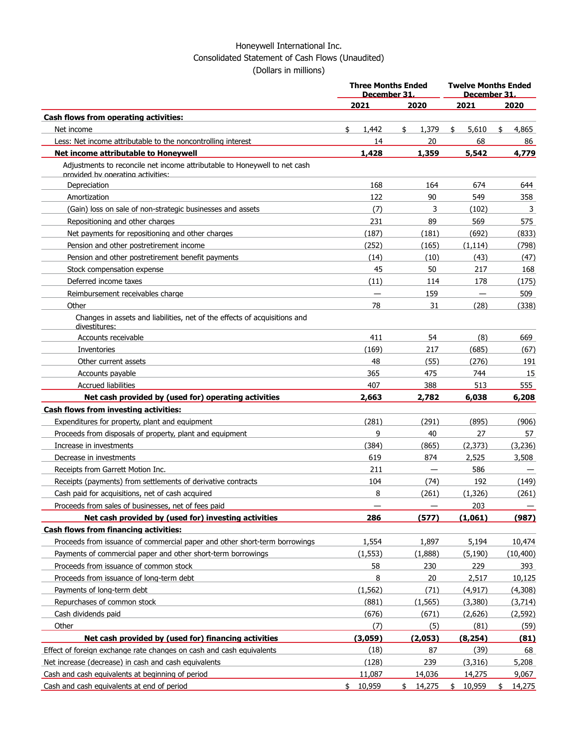# Honeywell International Inc.

## Consolidated Statement of Cash Flows (Unaudited)

(Dollars in millions)

| | Three Months Ended December 31, | | Twelve Months Ended December 31, | |
|---|---|---|---|---|
| | **2021** | **2020** | **2021** | **2020** |
| **Cash flows from operating activities:** | | | | |
| Net income | $ 1,442 | $ 1,379 | $ 5,610 | $ 4,865 |
| Less: Net income attributable to the noncontrolling interest | 14 | 20 | 68 | 86 |
| **Net income attributable to Honeywell** | **1,428** | **1,359** | **5,542** | **4,779** |
| Adjustments to reconcile net income attributable to Honeywell to net cash provided by operating activities: | | | | |
| Depreciation | 168 | 164 | 674 | 644 |
| Amortization | 122 | 90 | 549 | 358 |
| (Gain) loss on sale of non-strategic businesses and assets | (7) | 3 | (102) | 3 |
| Repositioning and other charges | 231 | 89 | 569 | 575 |
| Net payments for repositioning and other charges | (187) | (181) | (692) | (833) |
| Pension and other postretirement income | (252) | (165) | (1,114) | (798) |
| Pension and other postretirement benefit payments | (14) | (10) | (43) | (47) |
| Stock compensation expense | 45 | 50 | 217 | 168 |
| Deferred income taxes | (11) | 114 | 178 | (175) |
| Reimbursement receivables charge | — | 159 | — | 509 |
| Other | 78 | 31 | (28) | (338) |
| Changes in assets and liabilities, net of the effects of acquisitions and divestitures: | | | | |
| Accounts receivable | 411 | 54 | (8) | 669 |
| Inventories | (169) | 217 | (685) | (67) |
| Other current assets | 48 | (55) | (276) | 191 |
| Accounts payable | 365 | 475 | 744 | 15 |
| Accrued liabilities | 407 | 388 | 513 | 555 |
| **Net cash provided by (used for) operating activities** | **2,663** | **2,782** | **6,038** | **6,208** |
| **Cash flows from investing activities:** | | | | |
| Expenditures for property, plant and equipment | (281) | (291) | (895) | (906) |
| Proceeds from disposals of property, plant and equipment | 9 | 40 | 27 | 57 |
| Increase in investments | (384) | (865) | (2,373) | (3,236) |
| Decrease in investments | 619 | 874 | 2,525 | 3,508 |
| Receipts from Garrett Motion Inc. | 211 | — | 586 | — |
| Receipts (payments) from settlements of derivative contracts | 104 | (74) | 192 | (149) |
| Cash paid for acquisitions, net of cash acquired | 8 | (261) | (1,326) | (261) |
| Proceeds from sales of businesses, net of fees paid | — | — | 203 | — |
| **Net cash provided by (used for) investing activities** | **286** | **(577)** | **(1,061)** | **(987)** |
| **Cash flows from financing activities:** | | | | |
| Proceeds from issuance of commercial paper and other short-term borrowings | 1,554 | 1,897 | 5,194 | 10,474 |
| Payments of commercial paper and other short-term borrowings | (1,553) | (1,888) | (5,190) | (10,400) |
| Proceeds from issuance of common stock | 58 | 230 | 229 | 393 |
| Proceeds from issuance of long-term debt | 8 | 20 | 2,517 | 10,125 |
| Payments of long-term debt | (1,562) | (71) | (4,917) | (4,308) |
| Repurchases of common stock | (881) | (1,565) | (3,380) | (3,714) |
| Cash dividends paid | (676) | (671) | (2,626) | (2,592) |
| Other | (7) | (5) | (81) | (59) |
| **Net cash provided by (used for) financing activities** | **(3,059)** | **(2,053)** | **(8,254)** | **(81)** |
| Effect of foreign exchange rate changes on cash and cash equivalents | (18) | 87 | (39) | 68 |
| Net increase (decrease) in cash and cash equivalents | (128) | 239 | (3,316) | 5,208 |
| Cash and cash equivalents at beginning of period | 11,087 | 14,036 | 14,275 | 9,067 |
| Cash and cash equivalents at end of period | $ 10,959 | $ 14,275 | $ 10,959 | $ 14,275 |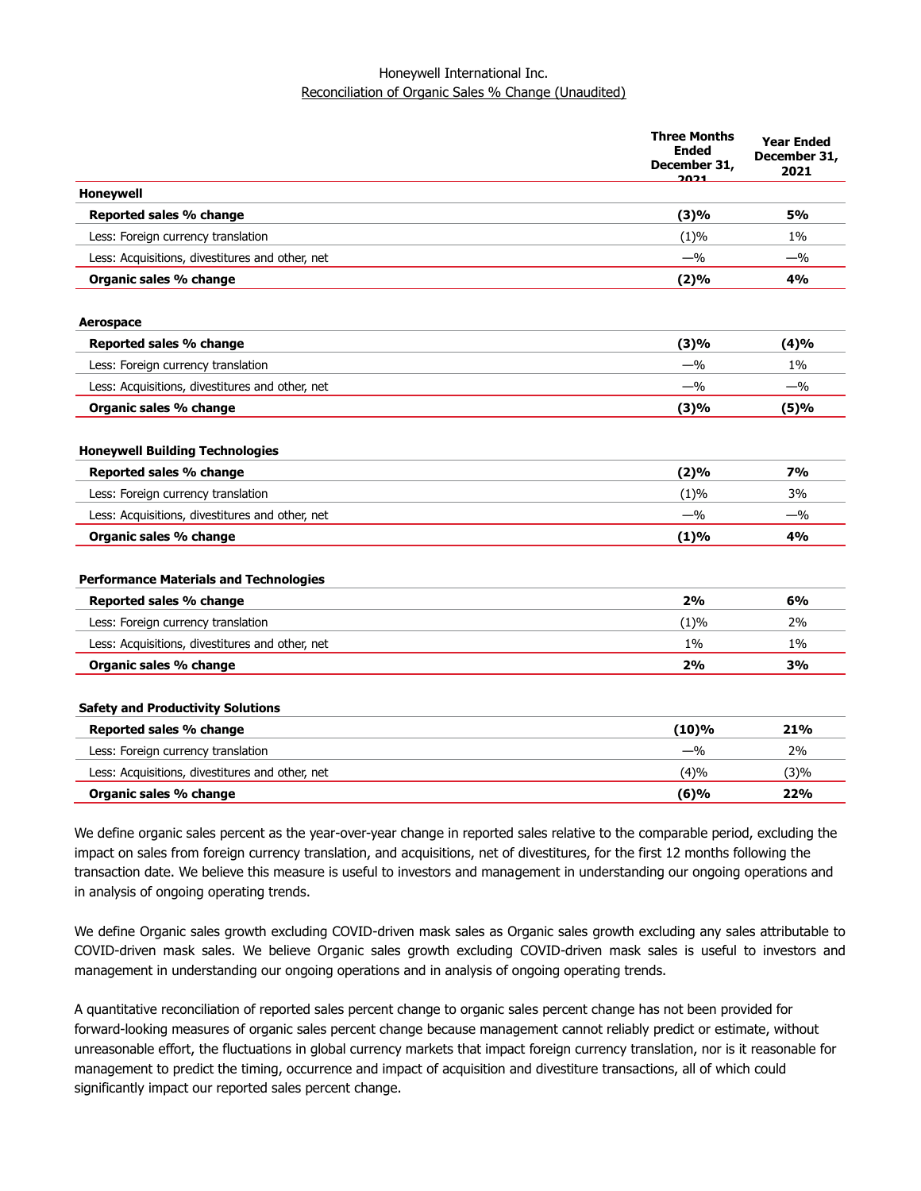Honeywell International Inc.

Reconciliation of Organic Sales % Change (Unaudited)

| | Three Months Ended December 31, 2021 | Year Ended December 31, 2021 |
|---|---|---|
| **Honeywell** | | |
| **Reported sales % change** | **(3)%** | **5%** |
| Less: Foreign currency translation | (1)% | 1% |
| Less: Acquisitions, divestitures and other, net | —% | —% |
| **Organic sales % change** | **(2)%** | **4%** |
| | | |
| **Aerospace** | | |
| **Reported sales % change** | **(3)%** | **(4)%** |
| Less: Foreign currency translation | —% | 1% |
| Less: Acquisitions, divestitures and other, net | —% | —% |
| **Organic sales % change** | **(3)%** | **(5)%** |
| | | |
| **Honeywell Building Technologies** | | |
| **Reported sales % change** | **(2)%** | **7%** |
| Less: Foreign currency translation | (1)% | 3% |
| Less: Acquisitions, divestitures and other, net | —% | —% |
| **Organic sales % change** | **(1)%** | **4%** |
| | | |
| **Performance Materials and Technologies** | | |
| **Reported sales % change** | **2%** | **6%** |
| Less: Foreign currency translation | (1)% | 2% |
| Less: Acquisitions, divestitures and other, net | 1% | 1% |
| **Organic sales % change** | **2%** | **3%** |
| | | |
| **Safety and Productivity Solutions** | | |
| **Reported sales % change** | **(10)%** | **21%** |
| Less: Foreign currency translation | —% | 2% |
| Less: Acquisitions, divestitures and other, net | (4)% | (3)% |
| **Organic sales % change** | **(6)%** | **22%** |

We define organic sales percent as the year-over-year change in reported sales relative to the comparable period, excluding the impact on sales from foreign currency translation, and acquisitions, net of divestitures, for the first 12 months following the transaction date. We believe this measure is useful to investors and management in understanding our ongoing operations and in analysis of ongoing operating trends.

We define Organic sales growth excluding COVID-driven mask sales as Organic sales growth excluding any sales attributable to COVID-driven mask sales. We believe Organic sales growth excluding COVID-driven mask sales is useful to investors and management in understanding our ongoing operations and in analysis of ongoing operating trends.

A quantitative reconciliation of reported sales percent change to organic sales percent change has not been provided for forward-looking measures of organic sales percent change because management cannot reliably predict or estimate, without unreasonable effort, the fluctuations in global currency markets that impact foreign currency translation, nor is it reasonable for management to predict the timing, occurrence and impact of acquisition and divestiture transactions, all of which could significantly impact our reported sales percent change.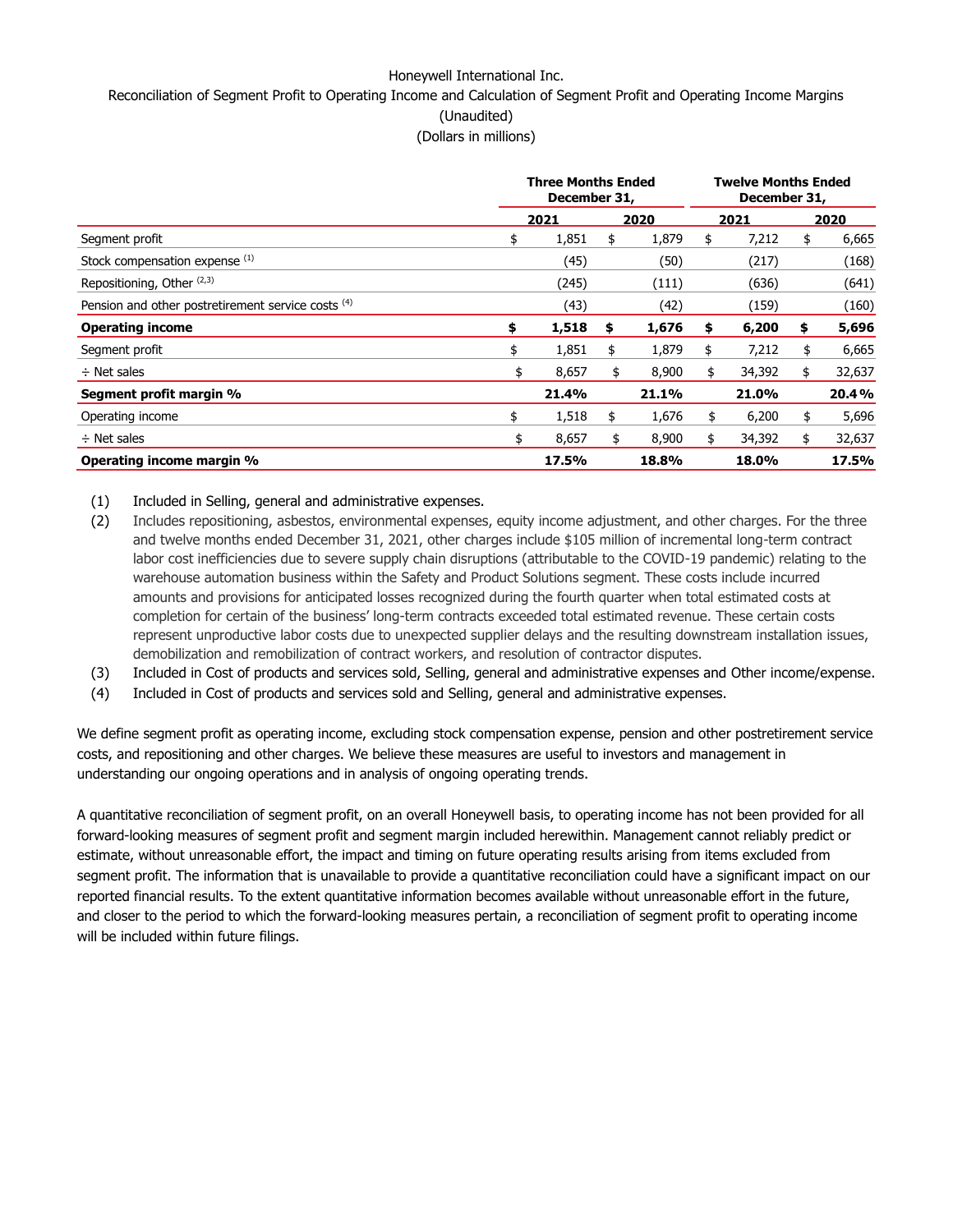Honeywell International Inc.
Reconciliation of Segment Profit to Operating Income and Calculation of Segment Profit and Operating Income Margins
(Unaudited)
(Dollars in millions)

| | Three Months Ended December 31, | | Twelve Months Ended December 31, | |
|---|---|---|---|---|
| | 2021 | 2020 | 2021 | 2020 |
| Segment profit | $ 1,851 | $ 1,879 | $ 7,212 | $ 6,665 |
| Stock compensation expense [1] | (45) | (50) | (217) | (168) |
| Repositioning, Other [2,3] | (245) | (111) | (636) | (641) |
| Pension and other postretirement service costs [4] | (43) | (42) | (159) | (160) |
| **Operating income** | **$ 1,518** | **$ 1,676** | **$ 6,200** | **$ 5,696** |
| Segment profit | $ 1,851 | $ 1,879 | $ 7,212 | $ 6,665 |
| ÷ Net sales | $ 8,657 | $ 8,900 | $ 34,392 | $ 32,637 |
| **Segment profit margin %** | **21.4%** | **21.1%** | **21.0%** | **20.4%** |
| Operating income | $ 1,518 | $ 1,676 | $ 6,200 | $ 5,696 |
| ÷ Net sales | $ 8,657 | $ 8,900 | $ 34,392 | $ 32,637 |
| **Operating income margin %** | **17.5%** | **18.8%** | **18.0%** | **17.5%** |

(1) Included in Selling, general and administrative expenses.

(2) Includes repositioning, asbestos, environmental expenses, equity income adjustment, and other charges. For the three and twelve months ended December 31, 2021, other charges include $105 million of incremental long-term contract labor cost inefficiencies due to severe supply chain disruptions (attributable to the COVID-19 pandemic) relating to the warehouse automation business within the Safety and Product Solutions segment. These costs include incurred amounts and provisions for anticipated losses recognized during the fourth quarter when total estimated costs at completion for certain of the business' long-term contracts exceeded total estimated revenue. These certain costs represent unproductive labor costs due to unexpected supplier delays and the resulting downstream installation issues, demobilization and remobilization of contract workers, and resolution of contractor disputes.

(3) Included in Cost of products and services sold, Selling, general and administrative expenses and Other income/expense.

(4) Included in Cost of products and services sold and Selling, general and administrative expenses.

We define segment profit as operating income, excluding stock compensation expense, pension and other postretirement service costs, and repositioning and other charges. We believe these measures are useful to investors and management in understanding our ongoing operations and in analysis of ongoing operating trends.

A quantitative reconciliation of segment profit, on an overall Honeywell basis, to operating income has not been provided for all forward-looking measures of segment profit and segment margin included herewithin. Management cannot reliably predict or estimate, without unreasonable effort, the impact and timing on future operating results arising from items excluded from segment profit. The information that is unavailable to provide a quantitative reconciliation could have a significant impact on our reported financial results. To the extent quantitative information becomes available without unreasonable effort in the future, and closer to the period to which the forward-looking measures pertain, a reconciliation of segment profit to operating income will be included within future filings.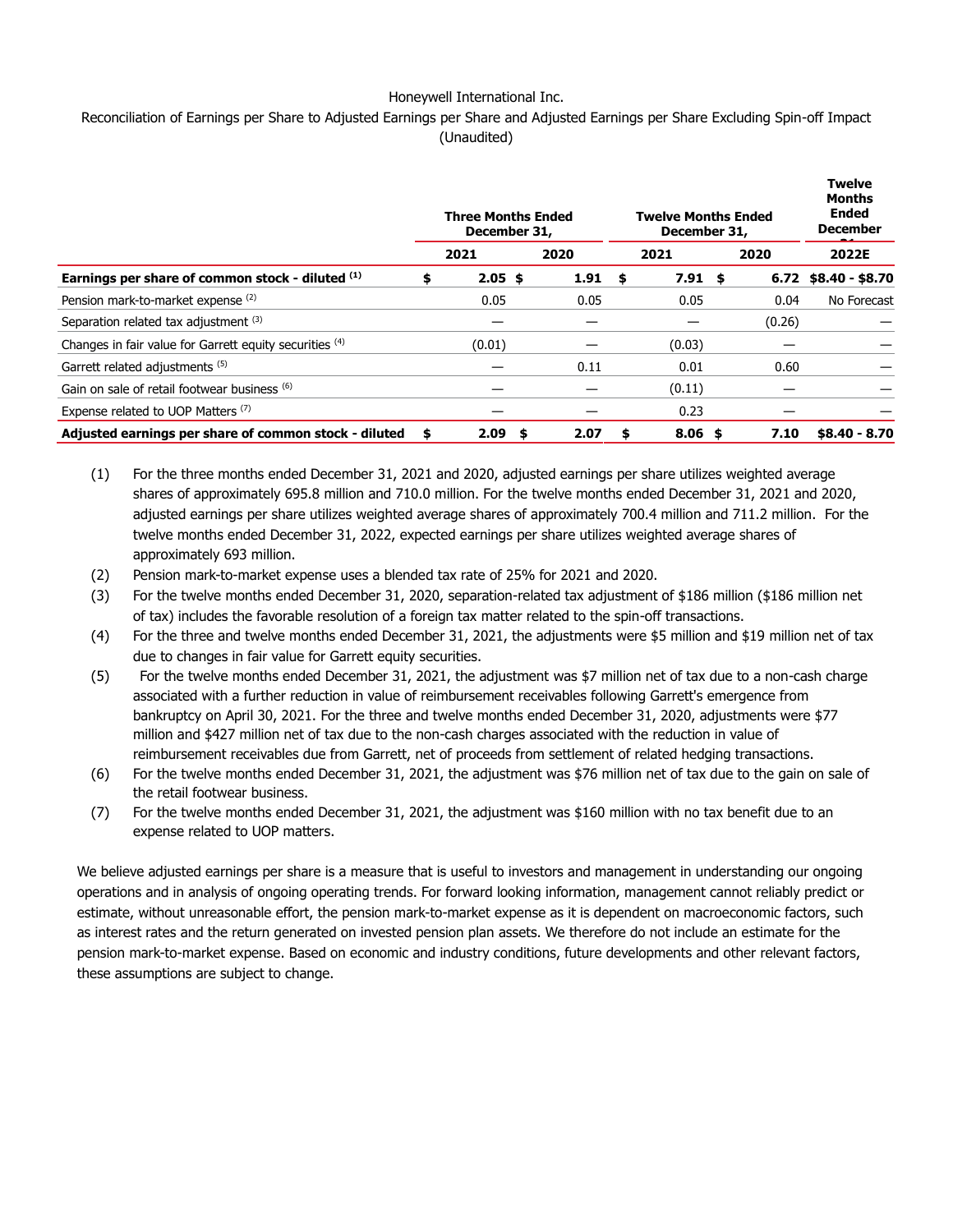Honeywell International Inc.

Reconciliation of Earnings per Share to Adjusted Earnings per Share and Adjusted Earnings per Share Excluding Spin-off Impact

(Unaudited)

| | Three Months Ended December 31, | | Twelve Months Ended December 31, | | Twelve Months Ended December 31, |
|---|---|---|---|---|---|
| | 2021 | 2020 | 2021 | 2020 | 2022E |
| **Earnings per share of common stock - diluted [1]** | **$ 2.05** | **$ 1.91** | **$ 7.91** | **$ 6.72** | **$8.40 - $8.70** |
| Pension mark-to-market expense [2] | 0.05 | 0.05 | 0.05 | 0.04 | No Forecast |
| Separation related tax adjustment [3] | — | — | — | (0.26) | — |
| Changes in fair value for Garrett equity securities [4] | (0.01) | — | (0.03) | — | — |
| Garrett related adjustments [5] | — | 0.11 | 0.01 | 0.60 | — |
| Gain on sale of retail footwear business [6] | — | — | (0.11) | — | — |
| Expense related to UOP Matters [7] | — | — | 0.23 | — | — |
| **Adjusted earnings per share of common stock - diluted** | **$ 2.09** | **$ 2.07** | **$ 8.06** | **$ 7.10** | **$8.40 - 8.70** |

(1) For the three months ended December 31, 2021 and 2020, adjusted earnings per share utilizes weighted average shares of approximately 695.8 million and 710.0 million. For the twelve months ended December 31, 2021 and 2020, adjusted earnings per share utilizes weighted average shares of approximately 700.4 million and 711.2 million. For the twelve months ended December 31, 2022, expected earnings per share utilizes weighted average shares of approximately 693 million.

(2) Pension mark-to-market expense uses a blended tax rate of 25% for 2021 and 2020.

(3) For the twelve months ended December 31, 2020, separation-related tax adjustment of $186 million ($186 million net of tax) includes the favorable resolution of a foreign tax matter related to the spin-off transactions.

(4) For the three and twelve months ended December 31, 2021, the adjustments were $5 million and $19 million net of tax due to changes in fair value for Garrett equity securities.

(5) For the twelve months ended December 31, 2021, the adjustment was $7 million net of tax due to a non-cash charge associated with a further reduction in value of reimbursement receivables following Garrett's emergence from bankruptcy on April 30, 2021. For the three and twelve months ended December 31, 2020, adjustments were $77 million and $427 million net of tax due to the non-cash charges associated with the reduction in value of reimbursement receivables due from Garrett, net of proceeds from settlement of related hedging transactions.

(6) For the twelve months ended December 31, 2021, the adjustment was $76 million net of tax due to the gain on sale of the retail footwear business.

(7) For the twelve months ended December 31, 2021, the adjustment was $160 million with no tax benefit due to an expense related to UOP matters.

We believe adjusted earnings per share is a measure that is useful to investors and management in understanding our ongoing operations and in analysis of ongoing operating trends. For forward looking information, management cannot reliably predict or estimate, without unreasonable effort, the pension mark-to-market expense as it is dependent on macroeconomic factors, such as interest rates and the return generated on invested pension plan assets. We therefore do not include an estimate for the pension mark-to-market expense. Based on economic and industry conditions, future developments and other relevant factors, these assumptions are subject to change.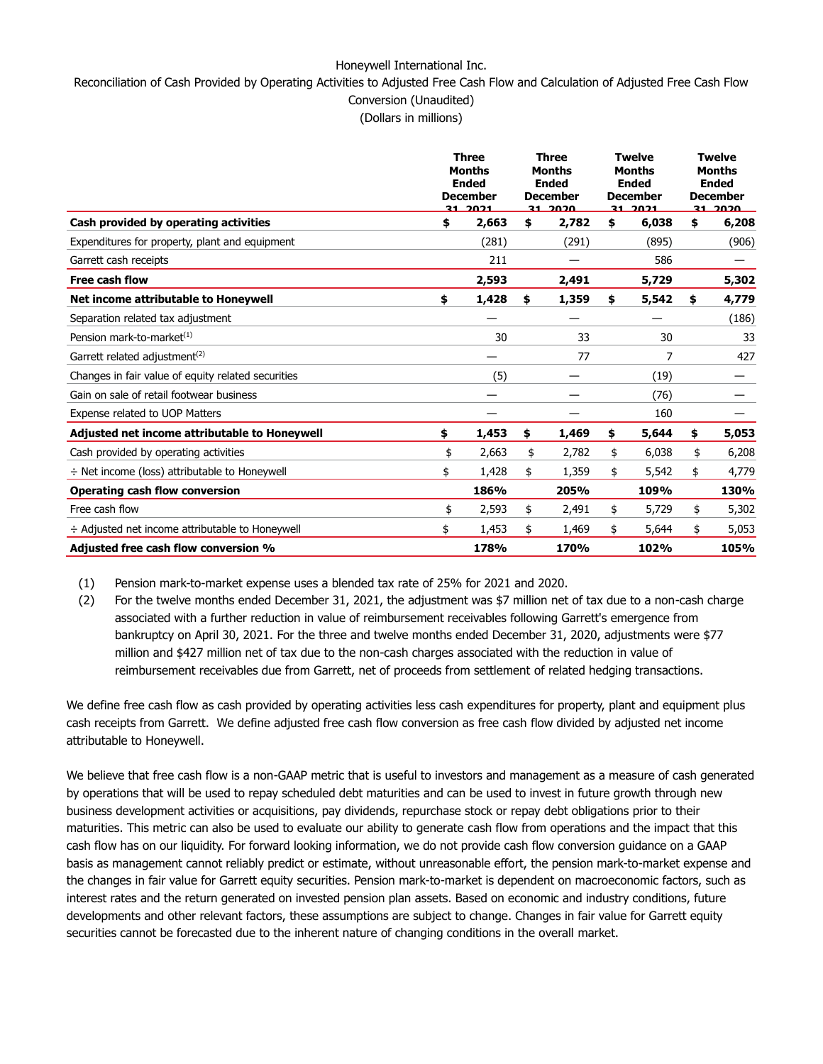Honeywell International Inc.

Reconciliation of Cash Provided by Operating Activities to Adjusted Free Cash Flow and Calculation of Adjusted Free Cash Flow Conversion (Unaudited)

(Dollars in millions)

| | Three Months Ended December 31, 2021 | Three Months Ended December 31, 2020 | Twelve Months Ended December 31, 2021 | Twelve Months Ended December 31, 2020 |
|---|---|---|---|---|
| **Cash provided by operating activities** | **$ 2,663** | **$ 2,782** | **$ 6,038** | **$ 6,208** |
| Expenditures for property, plant and equipment | (281) | (291) | (895) | (906) |
| Garrett cash receipts | 211 | — | 586 | — |
| **Free cash flow** | **2,593** | **2,491** | **5,729** | **5,302** |
| **Net income attributable to Honeywell** | **$ 1,428** | **$ 1,359** | **$ 5,542** | **$ 4,779** |
| Separation related tax adjustment | — | — | — | (186) |
| Pension mark-to-market[(1)] | 30 | 33 | 30 | 33 |
| Garrett related adjustment[(2)] | — | 77 | 7 | 427 |
| Changes in fair value of equity related securities | (5) | — | (19) | — |
| Gain on sale of retail footwear business | — | — | (76) | — |
| Expense related to UOP Matters | — | — | 160 | — |
| **Adjusted net income attributable to Honeywell** | **$ 1,453** | **$ 1,469** | **$ 5,644** | **$ 5,053** |
| Cash provided by operating activities | $ 2,663 | $ 2,782 | $ 6,038 | $ 6,208 |
| ÷ Net income (loss) attributable to Honeywell | $ 1,428 | $ 1,359 | $ 5,542 | $ 4,779 |
| **Operating cash flow conversion** | **186%** | **205%** | **109%** | **130%** |
| Free cash flow | $ 2,593 | $ 2,491 | $ 5,729 | $ 5,302 |
| ÷ Adjusted net income attributable to Honeywell | $ 1,453 | $ 1,469 | $ 5,644 | $ 5,053 |
| **Adjusted free cash flow conversion %** | **178%** | **170%** | **102%** | **105%** |

(1) Pension mark-to-market expense uses a blended tax rate of 25% for 2021 and 2020.

(2) For the twelve months ended December 31, 2021, the adjustment was $7 million net of tax due to a non-cash charge associated with a further reduction in value of reimbursement receivables following Garrett's emergence from bankruptcy on April 30, 2021. For the three and twelve months ended December 31, 2020, adjustments were $77 million and $427 million net of tax due to the non-cash charges associated with the reduction in value of reimbursement receivables due from Garrett, net of proceeds from settlement of related hedging transactions.

We define free cash flow as cash provided by operating activities less cash expenditures for property, plant and equipment plus cash receipts from Garrett. We define adjusted free cash flow conversion as free cash flow divided by adjusted net income attributable to Honeywell.

We believe that free cash flow is a non-GAAP metric that is useful to investors and management as a measure of cash generated by operations that will be used to repay scheduled debt maturities and can be used to invest in future growth through new business development activities or acquisitions, pay dividends, repurchase stock or repay debt obligations prior to their maturities. This metric can also be used to evaluate our ability to generate cash flow from operations and the impact that this cash flow has on our liquidity. For forward looking information, we do not provide cash flow conversion guidance on a GAAP basis as management cannot reliably predict or estimate, without unreasonable effort, the pension mark-to-market expense and the changes in fair value for Garrett equity securities. Pension mark-to-market is dependent on macroeconomic factors, such as interest rates and the return generated on invested pension plan assets. Based on economic and industry conditions, future developments and other relevant factors, these assumptions are subject to change. Changes in fair value for Garrett equity securities cannot be forecasted due to the inherent nature of changing conditions in the overall market.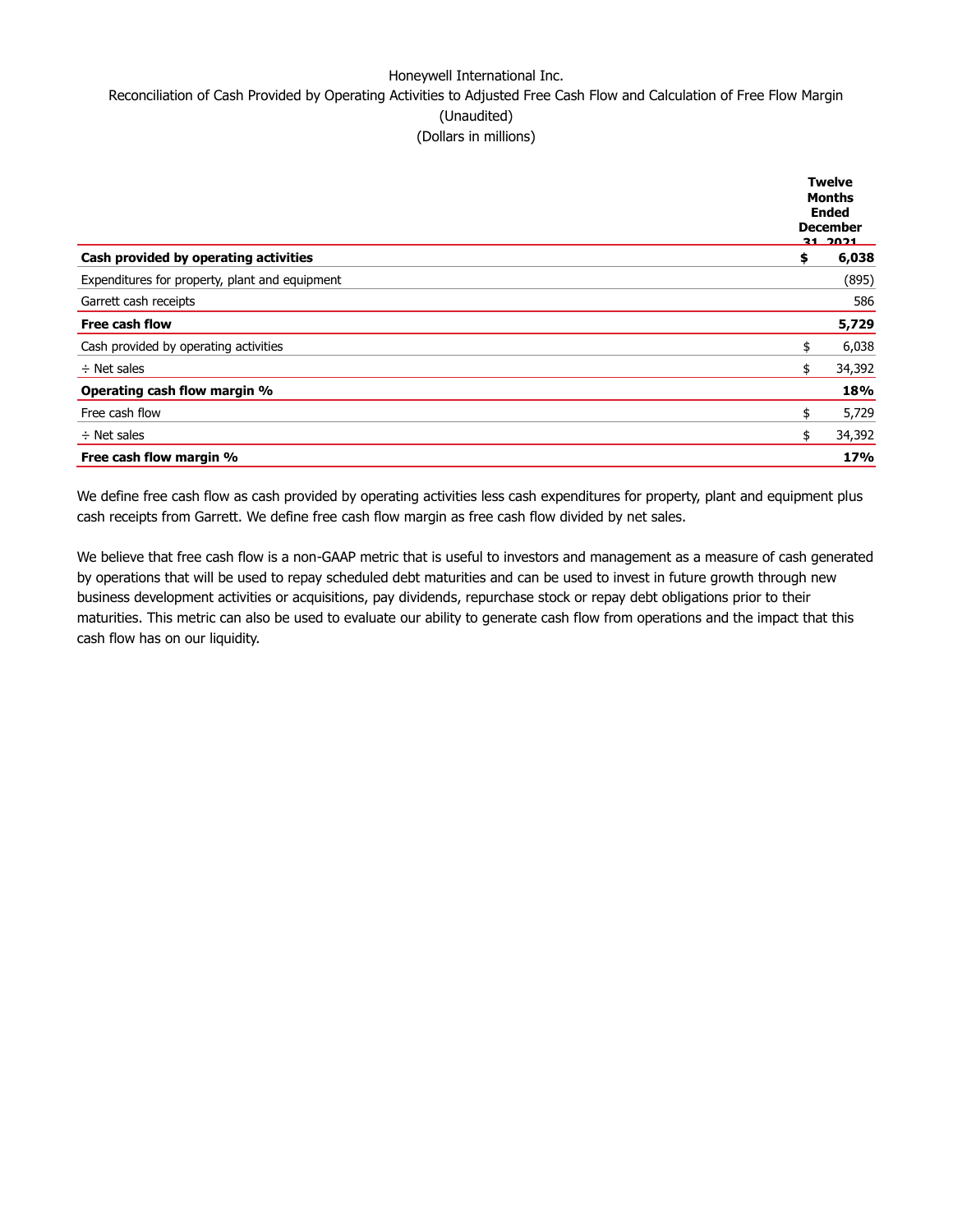Honeywell International Inc.

Reconciliation of Cash Provided by Operating Activities to Adjusted Free Cash Flow and Calculation of Free Flow Margin

(Unaudited)

(Dollars in millions)

| | | Twelve Months Ended December 31, 2021 |
|---|---|---|
| **Cash provided by operating activities** | **$** | **6,038** |
| Expenditures for property, plant and equipment | | (895) |
| Garrett cash receipts | | 586 |
| **Free cash flow** | | **5,729** |
| Cash provided by operating activities | $ | 6,038 |
| ÷ Net sales | $ | 34,392 |
| **Operating cash flow margin %** | | **18%** |
| Free cash flow | $ | 5,729 |
| ÷ Net sales | $ | 34,392 |
| **Free cash flow margin %** | | **17%** |

We define free cash flow as cash provided by operating activities less cash expenditures for property, plant and equipment plus cash receipts from Garrett. We define free cash flow margin as free cash flow divided by net sales.

We believe that free cash flow is a non-GAAP metric that is useful to investors and management as a measure of cash generated by operations that will be used to repay scheduled debt maturities and can be used to invest in future growth through new business development activities or acquisitions, pay dividends, repurchase stock or repay debt obligations prior to their maturities. This metric can also be used to evaluate our ability to generate cash flow from operations and the impact that this cash flow has on our liquidity.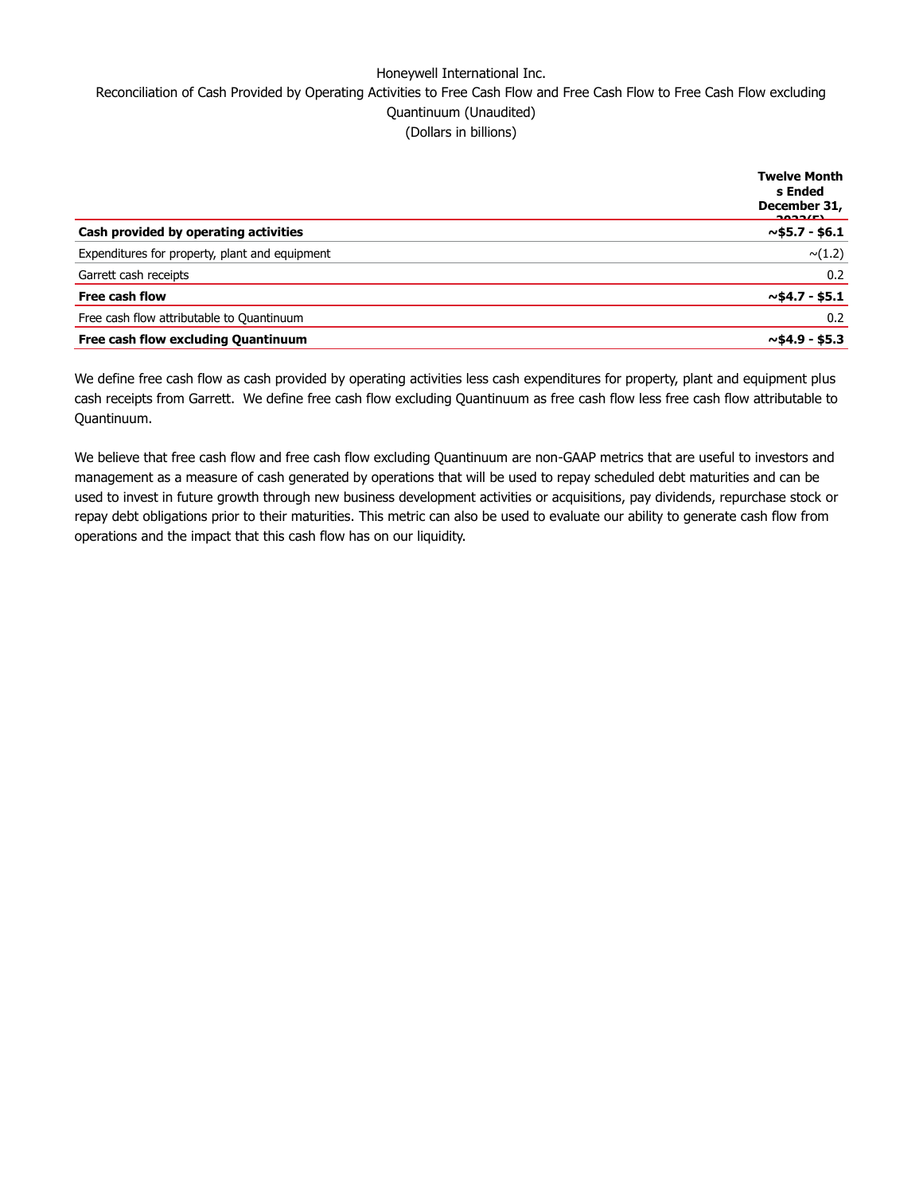Honeywell International Inc.

Reconciliation of Cash Provided by Operating Activities to Free Cash Flow and Free Cash Flow to Free Cash Flow excluding Quantinuum (Unaudited)

(Dollars in billions)

| | Twelve Months Ended December 31, 2022(E) |
|---|---|
| **Cash provided by operating activities** | **~$5.7 - $6.1** |
| Expenditures for property, plant and equipment | ~(1.2) |
| Garrett cash receipts | 0.2 |
| **Free cash flow** | **~$4.7 - $5.1** |
| Free cash flow attributable to Quantinuum | 0.2 |
| **Free cash flow excluding Quantinuum** | **~$4.9 - $5.3** |

We define free cash flow as cash provided by operating activities less cash expenditures for property, plant and equipment plus cash receipts from Garrett. We define free cash flow excluding Quantinuum as free cash flow less free cash flow attributable to Quantinuum.

We believe that free cash flow and free cash flow excluding Quantinuum are non-GAAP metrics that are useful to investors and management as a measure of cash generated by operations that will be used to repay scheduled debt maturities and can be used to invest in future growth through new business development activities or acquisitions, pay dividends, repurchase stock or repay debt obligations prior to their maturities. This metric can also be used to evaluate our ability to generate cash flow from operations and the impact that this cash flow has on our liquidity.